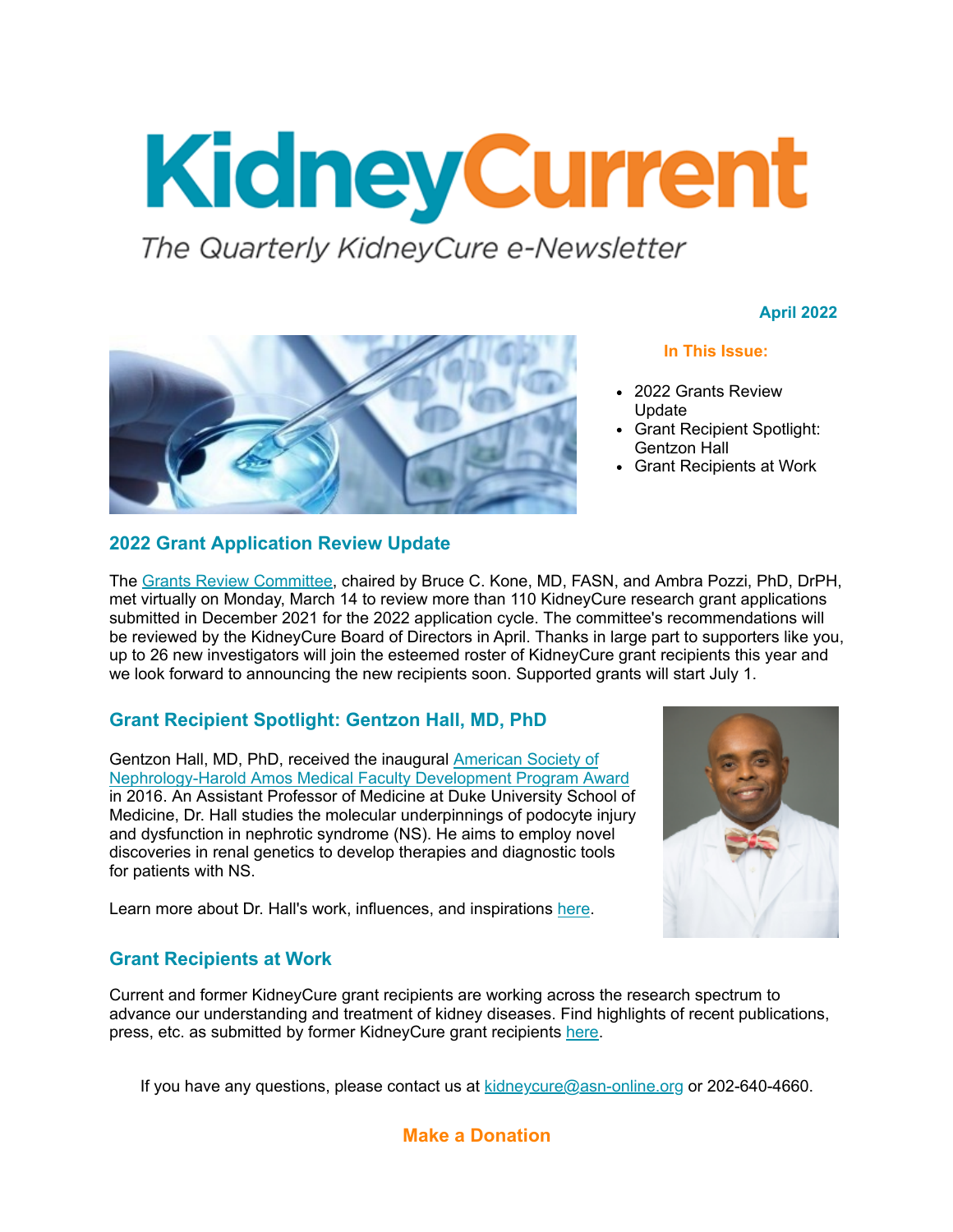# KidneyCurrent

*The Quarterly KidneyCure e-Newsletter*

**April 2022**

**In This Issue:**

- 2022 Grants Review Update
- Grant Recipient Spotlight: Gentzon Hall
- Grant Recipients at Work

## 2022 Grant Application Review Update

The Grants Review Committee, chaired by Bruce C. Kone, MD, FASN, and Ambra Pozzi, PhD, DrPH, met virtually on Monday, March 14 to review more than 110 KidneyCure research grant applications submitted in December 2021 for the 2022 application cycle. The committee's recommendations will be reviewed by the KidneyCure Board of Directors in April. Thanks in large part to supporters like you, up to 26 new investigators will join the esteemed roster of KidneyCure grant recipients this year and we look forward to announcing the new recipients soon. Supported grants will start July 1.

## Grant Recipient Spotlight: Gentzon Hall, MD, PhD

Gentzon Hall, MD, PhD, received the inaugural American Society of Nephrology-Harold Amos Medical Faculty Development Program Award in 2016. An Assistant Professor of Medicine at Duke University School of Medicine, Dr. Hall studies the molecular underpinnings of podocyte injury and dysfunction in nephrotic syndrome (NS). He aims to employ novel discoveries in renal genetics to develop therapies and diagnostic tools for patients with NS.

Learn more about Dr. Hall's work, influences, and inspirations here.

## Grant Recipients at Work

Current and former KidneyCure grant recipients are working across the research spectrum to advance our understanding and treatment of kidney diseases. Find highlights of recent publications, press, etc. as submitted by former KidneyCure grant recipients here.

If you have any questions, please contact us at kidneycure@asn-online.org or 202-640-4660.

**Make a Donation**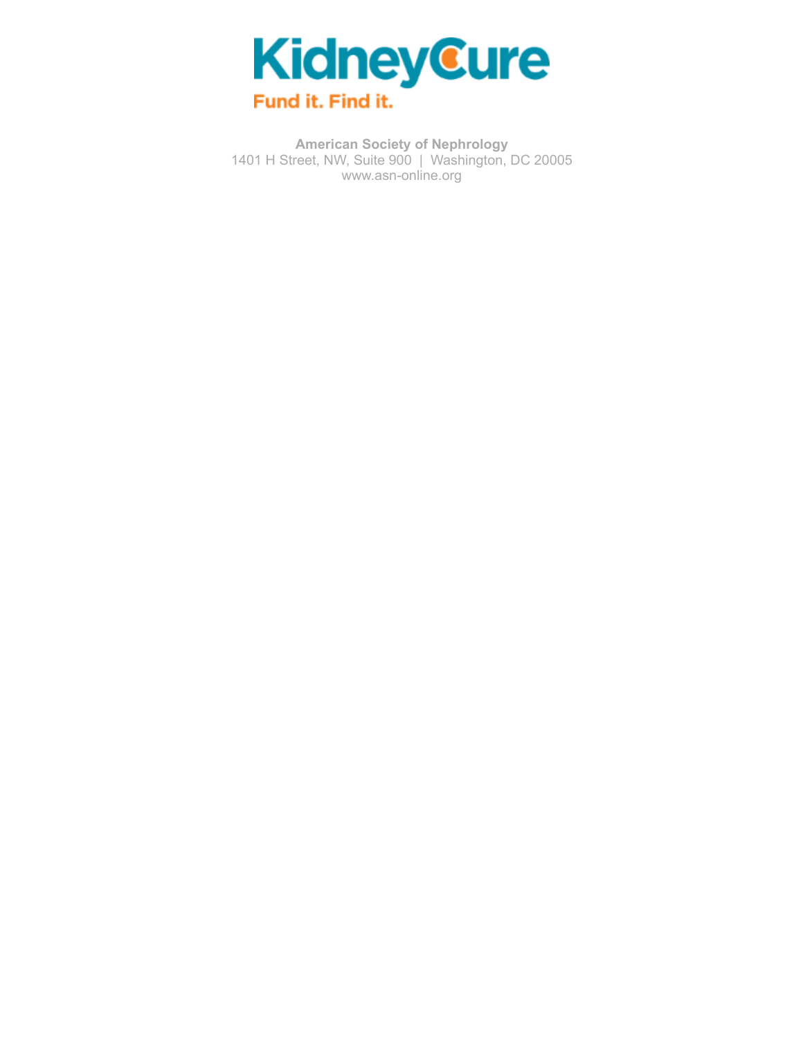KidneyCure

Fund it. Find it.

**American Society of Nephrology**
1401 H Street, NW, Suite 900 | Washington, DC 20005
www.asn-online.org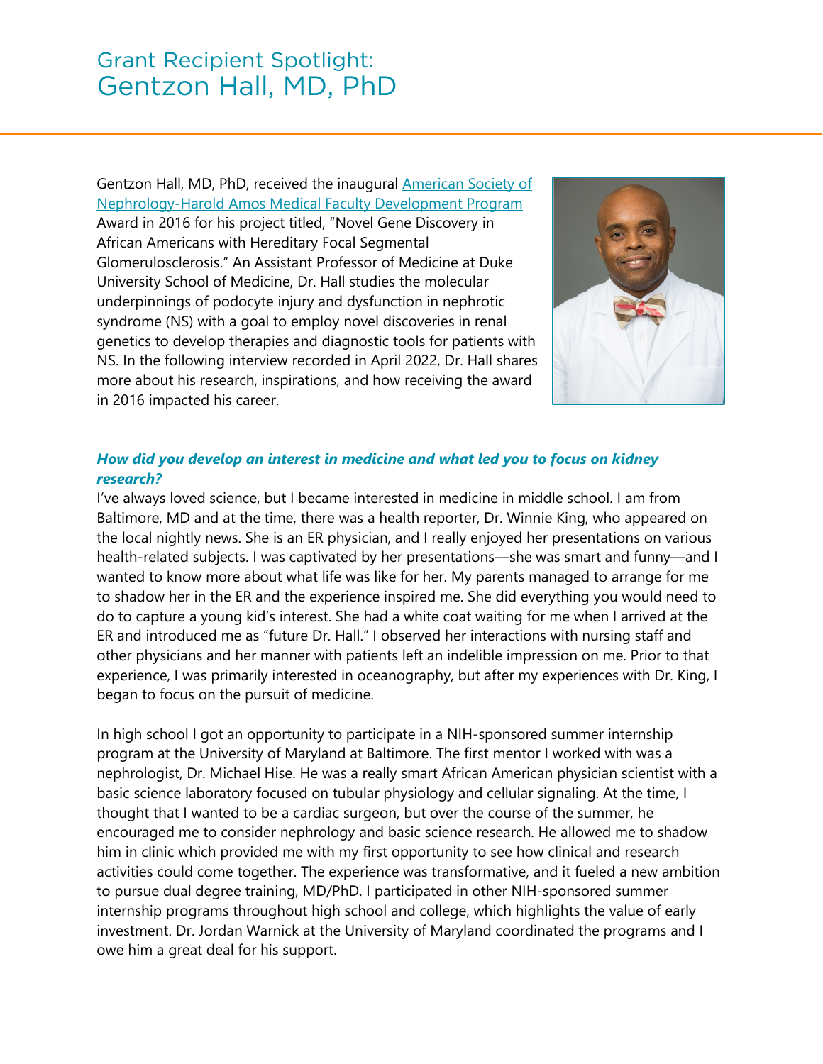# Grant Recipient Spotlight: Gentzon Hall, MD, PhD

Gentzon Hall, MD, PhD, received the inaugural [American Society of Nephrology-Harold Amos Medical Faculty Development Program]() Award in 2016 for his project titled, "Novel Gene Discovery in African Americans with Hereditary Focal Segmental Glomerulosclerosis." An Assistant Professor of Medicine at Duke University School of Medicine, Dr. Hall studies the molecular underpinnings of podocyte injury and dysfunction in nephrotic syndrome (NS) with a goal to employ novel discoveries in renal genetics to develop therapies and diagnostic tools for patients with NS. In the following interview recorded in April 2022, Dr. Hall shares more about his research, inspirations, and how receiving the award in 2016 impacted his career.

***How did you develop an interest in medicine and what led you to focus on kidney research?***

I've always loved science, but I became interested in medicine in middle school. I am from Baltimore, MD and at the time, there was a health reporter, Dr. Winnie King, who appeared on the local nightly news. She is an ER physician, and I really enjoyed her presentations on various health-related subjects. I was captivated by her presentations—she was smart and funny—and I wanted to know more about what life was like for her. My parents managed to arrange for me to shadow her in the ER and the experience inspired me. She did everything you would need to do to capture a young kid's interest. She had a white coat waiting for me when I arrived at the ER and introduced me as "future Dr. Hall." I observed her interactions with nursing staff and other physicians and her manner with patients left an indelible impression on me. Prior to that experience, I was primarily interested in oceanography, but after my experiences with Dr. King, I began to focus on the pursuit of medicine.

In high school I got an opportunity to participate in a NIH-sponsored summer internship program at the University of Maryland at Baltimore. The first mentor I worked with was a nephrologist, Dr. Michael Hise. He was a really smart African American physician scientist with a basic science laboratory focused on tubular physiology and cellular signaling. At the time, I thought that I wanted to be a cardiac surgeon, but over the course of the summer, he encouraged me to consider nephrology and basic science research. He allowed me to shadow him in clinic which provided me with my first opportunity to see how clinical and research activities could come together. The experience was transformative, and it fueled a new ambition to pursue dual degree training, MD/PhD. I participated in other NIH-sponsored summer internship programs throughout high school and college, which highlights the value of early investment. Dr. Jordan Warnick at the University of Maryland coordinated the programs and I owe him a great deal for his support.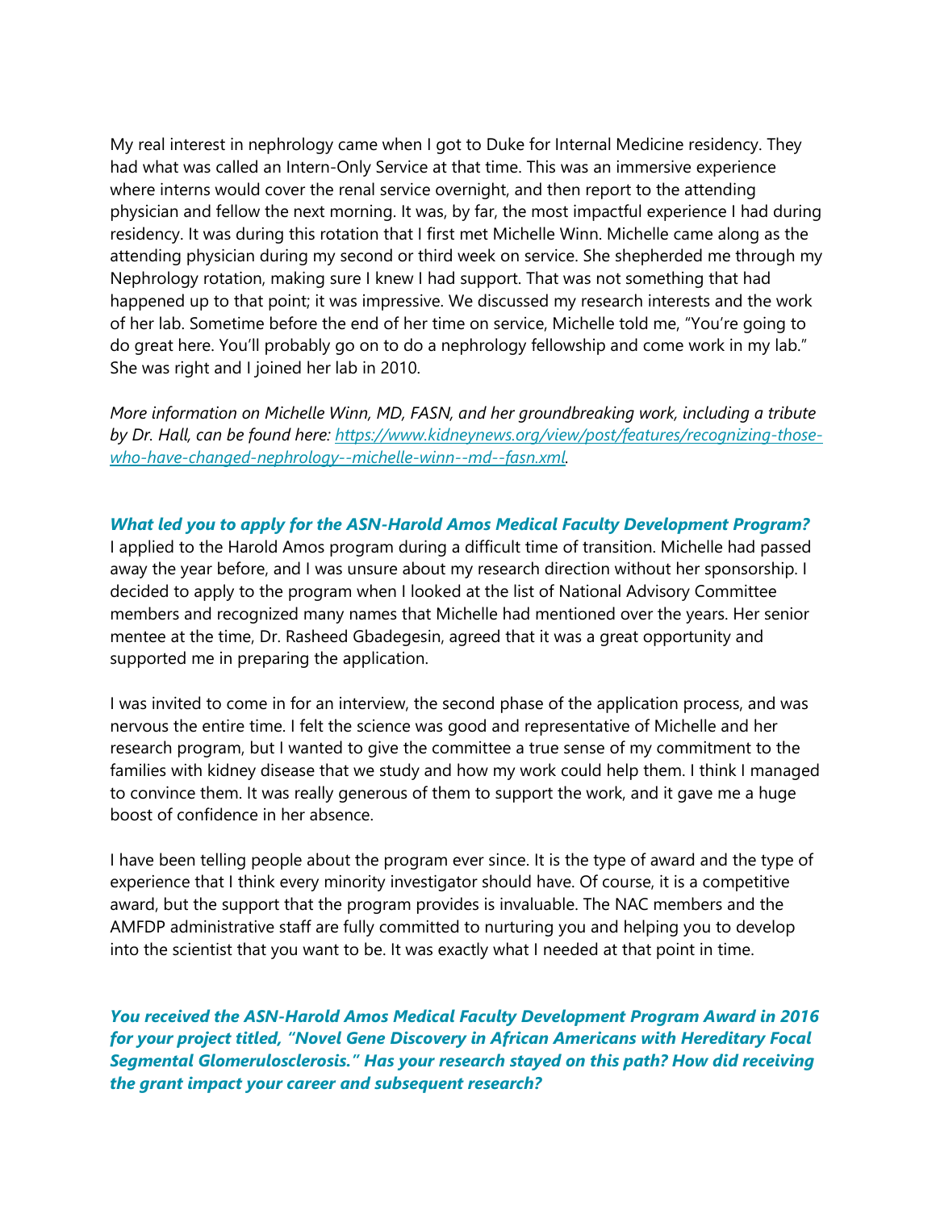My real interest in nephrology came when I got to Duke for Internal Medicine residency. They had what was called an Intern-Only Service at that time. This was an immersive experience where interns would cover the renal service overnight, and then report to the attending physician and fellow the next morning. It was, by far, the most impactful experience I had during residency. It was during this rotation that I first met Michelle Winn. Michelle came along as the attending physician during my second or third week on service. She shepherded me through my Nephrology rotation, making sure I knew I had support. That was not something that had happened up to that point; it was impressive. We discussed my research interests and the work of her lab. Sometime before the end of her time on service, Michelle told me, "You're going to do great here. You'll probably go on to do a nephrology fellowship and come work in my lab." She was right and I joined her lab in 2010.

*More information on Michelle Winn, MD, FASN, and her groundbreaking work, including a tribute by Dr. Hall, can be found here: [https://www.kidneynews.org/view/post/features/recognizing-those-who-have-changed-nephrology--michelle-winn--md--fasn.xml](https://www.kidneynews.org/view/post/features/recognizing-those-who-have-changed-nephrology--michelle-winn--md--fasn.xml).*

***What led you to apply for the ASN-Harold Amos Medical Faculty Development Program?***

I applied to the Harold Amos program during a difficult time of transition. Michelle had passed away the year before, and I was unsure about my research direction without her sponsorship. I decided to apply to the program when I looked at the list of National Advisory Committee members and recognized many names that Michelle had mentioned over the years. Her senior mentee at the time, Dr. Rasheed Gbadegesin, agreed that it was a great opportunity and supported me in preparing the application.

I was invited to come in for an interview, the second phase of the application process, and was nervous the entire time. I felt the science was good and representative of Michelle and her research program, but I wanted to give the committee a true sense of my commitment to the families with kidney disease that we study and how my work could help them. I think I managed to convince them. It was really generous of them to support the work, and it gave me a huge boost of confidence in her absence.

I have been telling people about the program ever since. It is the type of award and the type of experience that I think every minority investigator should have. Of course, it is a competitive award, but the support that the program provides is invaluable. The NAC members and the AMFDP administrative staff are fully committed to nurturing you and helping you to develop into the scientist that you want to be. It was exactly what I needed at that point in time.

***You received the ASN-Harold Amos Medical Faculty Development Program Award in 2016 for your project titled, "Novel Gene Discovery in African Americans with Hereditary Focal Segmental Glomerulosclerosis." Has your research stayed on this path? How did receiving the grant impact your career and subsequent research?***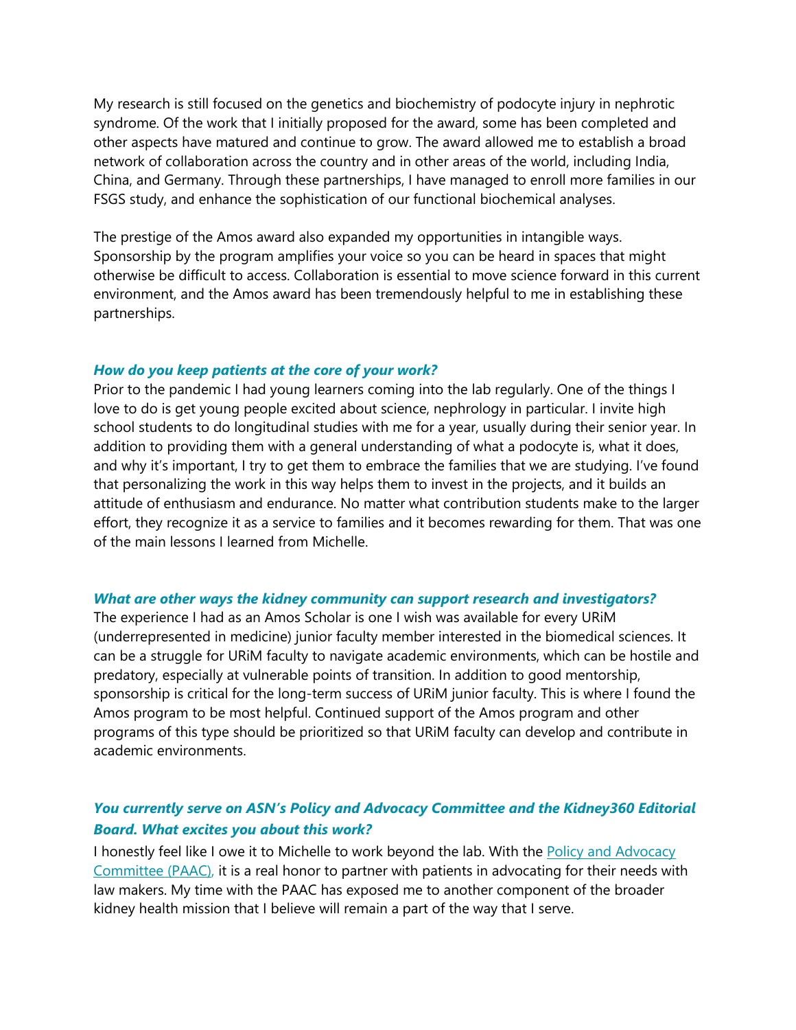My research is still focused on the genetics and biochemistry of podocyte injury in nephrotic syndrome. Of the work that I initially proposed for the award, some has been completed and other aspects have matured and continue to grow. The award allowed me to establish a broad network of collaboration across the country and in other areas of the world, including India, China, and Germany. Through these partnerships, I have managed to enroll more families in our FSGS study, and enhance the sophistication of our functional biochemical analyses.

The prestige of the Amos award also expanded my opportunities in intangible ways. Sponsorship by the program amplifies your voice so you can be heard in spaces that might otherwise be difficult to access. Collaboration is essential to move science forward in this current environment, and the Amos award has been tremendously helpful to me in establishing these partnerships.

### *How do you keep patients at the core of your work?*

Prior to the pandemic I had young learners coming into the lab regularly. One of the things I love to do is get young people excited about science, nephrology in particular. I invite high school students to do longitudinal studies with me for a year, usually during their senior year. In addition to providing them with a general understanding of what a podocyte is, what it does, and why it's important, I try to get them to embrace the families that we are studying. I've found that personalizing the work in this way helps them to invest in the projects, and it builds an attitude of enthusiasm and endurance. No matter what contribution students make to the larger effort, they recognize it as a service to families and it becomes rewarding for them. That was one of the main lessons I learned from Michelle.

### *What are other ways the kidney community can support research and investigators?*

The experience I had as an Amos Scholar is one I wish was available for every URiM (underrepresented in medicine) junior faculty member interested in the biomedical sciences. It can be a struggle for URiM faculty to navigate academic environments, which can be hostile and predatory, especially at vulnerable points of transition. In addition to good mentorship, sponsorship is critical for the long-term success of URiM junior faculty. This is where I found the Amos program to be most helpful. Continued support of the Amos program and other programs of this type should be prioritized so that URiM faculty can develop and contribute in academic environments.

### *You currently serve on ASN's Policy and Advocacy Committee and the Kidney360 Editorial Board. What excites you about this work?*

I honestly feel like I owe it to Michelle to work beyond the lab. With the Policy and Advocacy Committee (PAAC), it is a real honor to partner with patients in advocating for their needs with law makers. My time with the PAAC has exposed me to another component of the broader kidney health mission that I believe will remain a part of the way that I serve.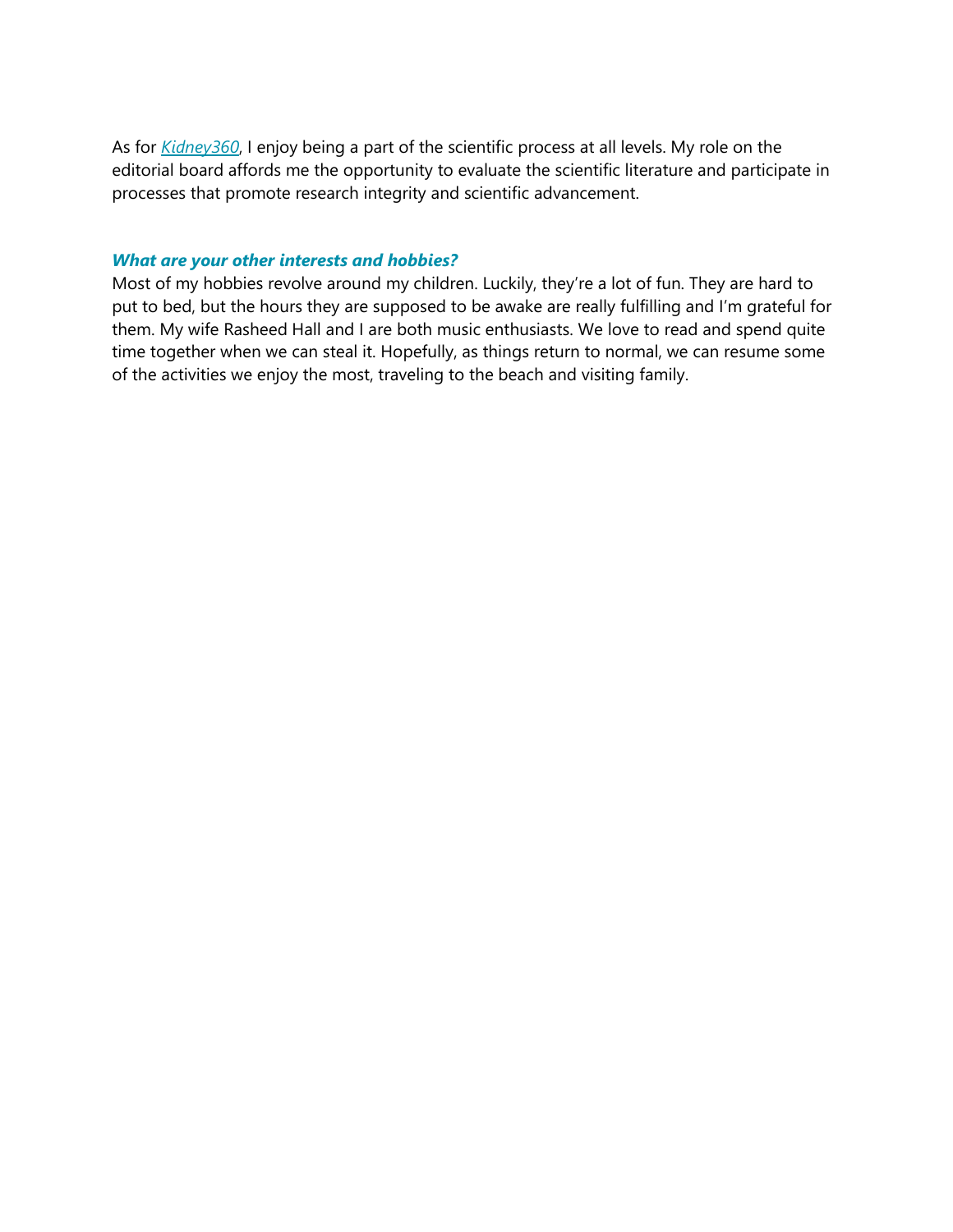As for *Kidney360*, I enjoy being a part of the scientific process at all levels. My role on the editorial board affords me the opportunity to evaluate the scientific literature and participate in processes that promote research integrity and scientific advancement.

### *What are your other interests and hobbies?*

Most of my hobbies revolve around my children. Luckily, they're a lot of fun. They are hard to put to bed, but the hours they are supposed to be awake are really fulfilling and I'm grateful for them. My wife Rasheed Hall and I are both music enthusiasts. We love to read and spend quite time together when we can steal it. Hopefully, as things return to normal, we can resume some of the activities we enjoy the most, traveling to the beach and visiting family.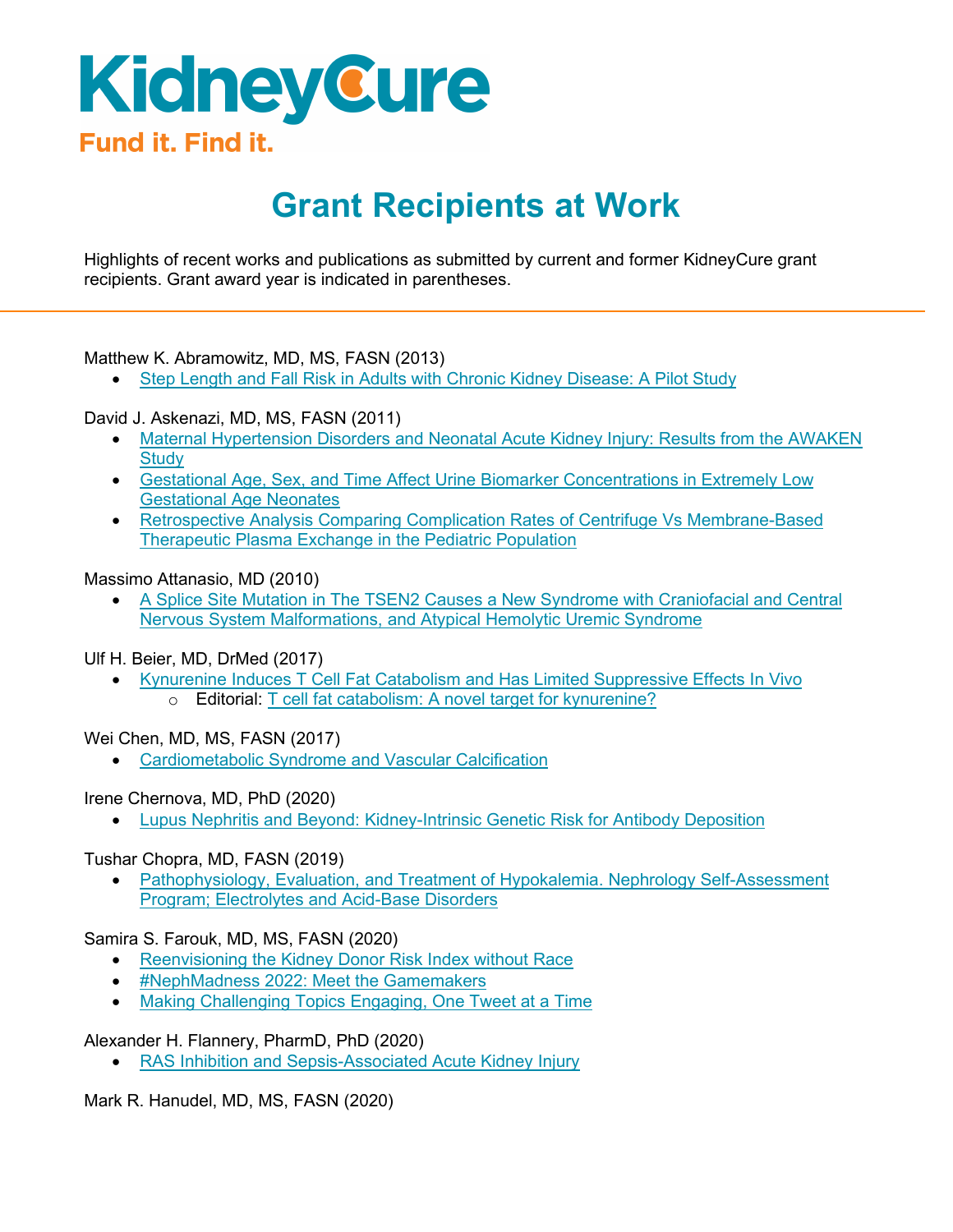KidneyCure
Fund it. Find it.

# Grant Recipients at Work

Highlights of recent works and publications as submitted by current and former KidneyCure grant recipients. Grant award year is indicated in parentheses.

---

Matthew K. Abramowitz, MD, MS, FASN (2013)

- Step Length and Fall Risk in Adults with Chronic Kidney Disease: A Pilot Study

David J. Askenazi, MD, MS, FASN (2011)

- Maternal Hypertension Disorders and Neonatal Acute Kidney Injury: Results from the AWAKEN Study
- Gestational Age, Sex, and Time Affect Urine Biomarker Concentrations in Extremely Low Gestational Age Neonates
- Retrospective Analysis Comparing Complication Rates of Centrifuge Vs Membrane-Based Therapeutic Plasma Exchange in the Pediatric Population

Massimo Attanasio, MD (2010)

- A Splice Site Mutation in The TSEN2 Causes a New Syndrome with Craniofacial and Central Nervous System Malformations, and Atypical Hemolytic Uremic Syndrome

Ulf H. Beier, MD, DrMed (2017)

- Kynurenine Induces T Cell Fat Catabolism and Has Limited Suppressive Effects In Vivo
  - Editorial: T cell fat catabolism: A novel target for kynurenine?

Wei Chen, MD, MS, FASN (2017)

- Cardiometabolic Syndrome and Vascular Calcification

Irene Chernova, MD, PhD (2020)

- Lupus Nephritis and Beyond: Kidney-Intrinsic Genetic Risk for Antibody Deposition

Tushar Chopra, MD, FASN (2019)

- Pathophysiology, Evaluation, and Treatment of Hypokalemia. Nephrology Self-Assessment Program; Electrolytes and Acid-Base Disorders

Samira S. Farouk, MD, MS, FASN (2020)

- Reenvisioning the Kidney Donor Risk Index without Race
- #NephMadness 2022: Meet the Gamemakers
- Making Challenging Topics Engaging, One Tweet at a Time

Alexander H. Flannery, PharmD, PhD (2020)

- RAS Inhibition and Sepsis-Associated Acute Kidney Injury

Mark R. Hanudel, MD, MS, FASN (2020)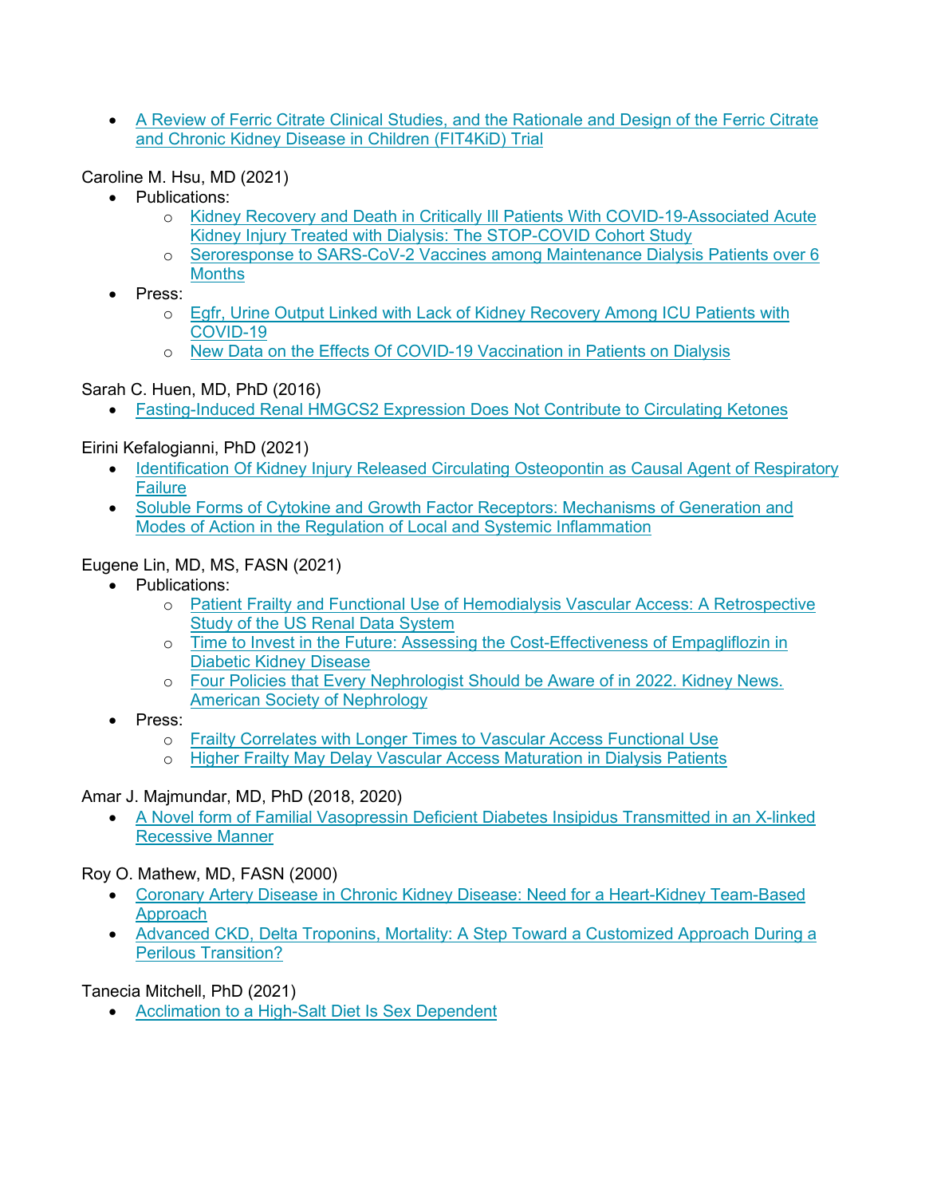- A Review of Ferric Citrate Clinical Studies, and the Rationale and Design of the Ferric Citrate and Chronic Kidney Disease in Children (FIT4KiD) Trial

Caroline M. Hsu, MD (2021)

- Publications:
  - Kidney Recovery and Death in Critically Ill Patients With COVID-19-Associated Acute Kidney Injury Treated with Dialysis: The STOP-COVID Cohort Study
  - Seroresponse to SARS-CoV-2 Vaccines among Maintenance Dialysis Patients over 6 Months
- Press:
  - Egfr, Urine Output Linked with Lack of Kidney Recovery Among ICU Patients with COVID-19
  - New Data on the Effects Of COVID-19 Vaccination in Patients on Dialysis

Sarah C. Huen, MD, PhD (2016)

- Fasting-Induced Renal HMGCS2 Expression Does Not Contribute to Circulating Ketones

Eirini Kefalogianni, PhD (2021)

- Identification Of Kidney Injury Released Circulating Osteopontin as Causal Agent of Respiratory Failure
- Soluble Forms of Cytokine and Growth Factor Receptors: Mechanisms of Generation and Modes of Action in the Regulation of Local and Systemic Inflammation

Eugene Lin, MD, MS, FASN (2021)

- Publications:
  - Patient Frailty and Functional Use of Hemodialysis Vascular Access: A Retrospective Study of the US Renal Data System
  - Time to Invest in the Future: Assessing the Cost-Effectiveness of Empagliflozin in Diabetic Kidney Disease
  - Four Policies that Every Nephrologist Should be Aware of in 2022. Kidney News. American Society of Nephrology
- Press:
  - Frailty Correlates with Longer Times to Vascular Access Functional Use
  - Higher Frailty May Delay Vascular Access Maturation in Dialysis Patients

Amar J. Majmundar, MD, PhD (2018, 2020)

- A Novel form of Familial Vasopressin Deficient Diabetes Insipidus Transmitted in an X-linked Recessive Manner

Roy O. Mathew, MD, FASN (2000)

- Coronary Artery Disease in Chronic Kidney Disease: Need for a Heart-Kidney Team-Based Approach
- Advanced CKD, Delta Troponins, Mortality: A Step Toward a Customized Approach During a Perilous Transition?

Tanecia Mitchell, PhD (2021)

- Acclimation to a High-Salt Diet Is Sex Dependent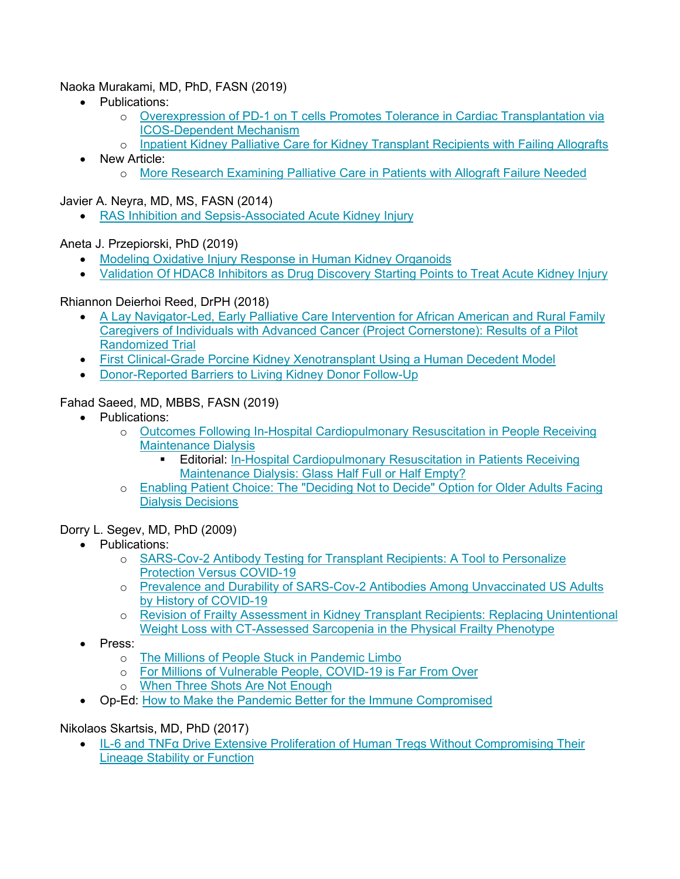Naoka Murakami, MD, PhD, FASN (2019)

- Publications:
  - Overexpression of PD-1 on T cells Promotes Tolerance in Cardiac Transplantation via ICOS-Dependent Mechanism
  - Inpatient Kidney Palliative Care for Kidney Transplant Recipients with Failing Allografts
- New Article:
  - More Research Examining Palliative Care in Patients with Allograft Failure Needed

Javier A. Neyra, MD, MS, FASN (2014)

- RAS Inhibition and Sepsis-Associated Acute Kidney Injury

Aneta J. Przepiorski, PhD (2019)

- Modeling Oxidative Injury Response in Human Kidney Organoids
- Validation Of HDAC8 Inhibitors as Drug Discovery Starting Points to Treat Acute Kidney Injury

Rhiannon Deierhoi Reed, DrPH (2018)

- A Lay Navigator-Led, Early Palliative Care Intervention for African American and Rural Family Caregivers of Individuals with Advanced Cancer (Project Cornerstone): Results of a Pilot Randomized Trial
- First Clinical-Grade Porcine Kidney Xenotransplant Using a Human Decedent Model
- Donor-Reported Barriers to Living Kidney Donor Follow-Up

Fahad Saeed, MD, MBBS, FASN (2019)

- Publications:
  - Outcomes Following In-Hospital Cardiopulmonary Resuscitation in People Receiving Maintenance Dialysis
    - Editorial: In-Hospital Cardiopulmonary Resuscitation in Patients Receiving Maintenance Dialysis: Glass Half Full or Half Empty?
  - Enabling Patient Choice: The "Deciding Not to Decide" Option for Older Adults Facing Dialysis Decisions

Dorry L. Segev, MD, PhD (2009)

- Publications:
  - SARS-Cov-2 Antibody Testing for Transplant Recipients: A Tool to Personalize Protection Versus COVID-19
  - Prevalence and Durability of SARS-Cov-2 Antibodies Among Unvaccinated US Adults by History of COVID-19
  - Revision of Frailty Assessment in Kidney Transplant Recipients: Replacing Unintentional Weight Loss with CT-Assessed Sarcopenia in the Physical Frailty Phenotype
- Press:
  - The Millions of People Stuck in Pandemic Limbo
  - For Millions of Vulnerable People, COVID-19 is Far From Over
  - When Three Shots Are Not Enough
- Op-Ed: How to Make the Pandemic Better for the Immune Compromised

Nikolaos Skartsis, MD, PhD (2017)

- IL-6 and TNFα Drive Extensive Proliferation of Human Tregs Without Compromising Their Lineage Stability or Function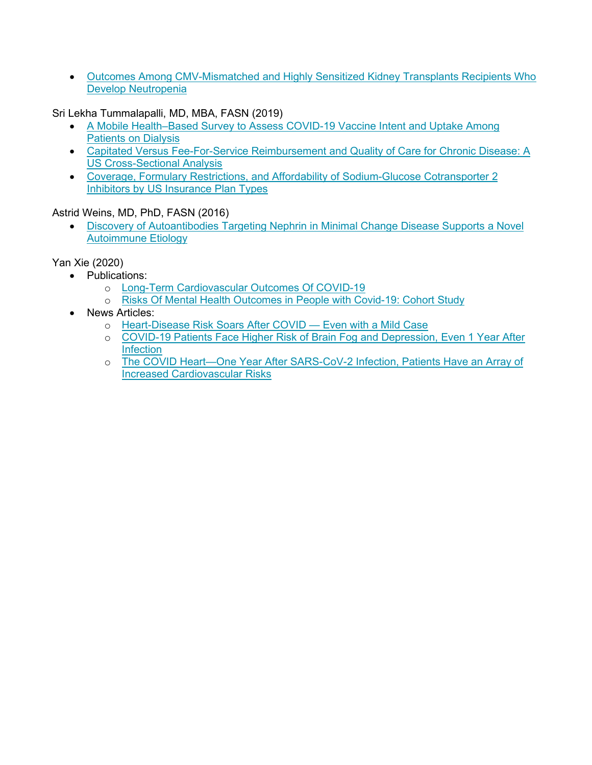- Outcomes Among CMV-Mismatched and Highly Sensitized Kidney Transplants Recipients Who Develop Neutropenia

Sri Lekha Tummalapalli, MD, MBA, FASN (2019)

- A Mobile Health–Based Survey to Assess COVID-19 Vaccine Intent and Uptake Among Patients on Dialysis
- Capitated Versus Fee-For-Service Reimbursement and Quality of Care for Chronic Disease: A US Cross-Sectional Analysis
- Coverage, Formulary Restrictions, and Affordability of Sodium-Glucose Cotransporter 2 Inhibitors by US Insurance Plan Types

Astrid Weins, MD, PhD, FASN (2016)

- Discovery of Autoantibodies Targeting Nephrin in Minimal Change Disease Supports a Novel Autoimmune Etiology

Yan Xie (2020)

- Publications:
  - Long-Term Cardiovascular Outcomes Of COVID-19
  - Risks Of Mental Health Outcomes in People with Covid-19: Cohort Study
- News Articles:
  - Heart-Disease Risk Soars After COVID — Even with a Mild Case
  - COVID-19 Patients Face Higher Risk of Brain Fog and Depression, Even 1 Year After Infection
  - The COVID Heart—One Year After SARS-CoV-2 Infection, Patients Have an Array of Increased Cardiovascular Risks